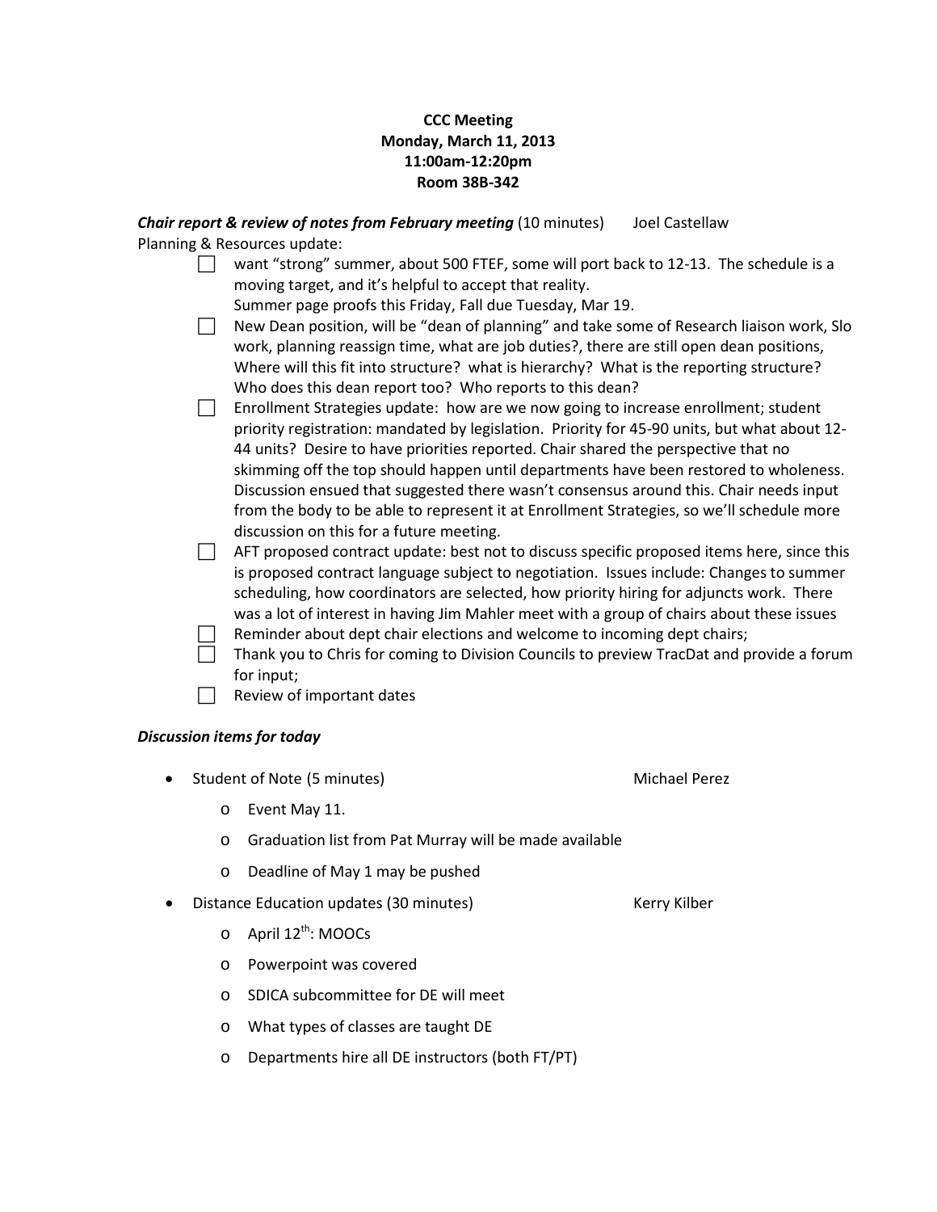**CCC Meeting**
**Monday, March 11, 2013**
**11:00am-12:20pm**
**Room 38B-342**

***Chair report & review of notes from February meeting*** (10 minutes) Joel Castellaw

Planning & Resources update:

- [ ] want "strong" summer, about 500 FTEF, some will port back to 12-13. The schedule is a moving target, and it's helpful to accept that reality.
  Summer page proofs this Friday, Fall due Tuesday, Mar 19.
- [ ] New Dean position, will be "dean of planning" and take some of Research liaison work, Slo work, planning reassign time, what are job duties?, there are still open dean positions, Where will this fit into structure? what is hierarchy? What is the reporting structure? Who does this dean report too? Who reports to this dean?
- [ ] Enrollment Strategies update: how are we now going to increase enrollment; student priority registration: mandated by legislation. Priority for 45-90 units, but what about 12-44 units? Desire to have priorities reported. Chair shared the perspective that no skimming off the top should happen until departments have been restored to wholeness. Discussion ensued that suggested there wasn't consensus around this. Chair needs input from the body to be able to represent it at Enrollment Strategies, so we'll schedule more discussion on this for a future meeting.
- [ ] AFT proposed contract update: best not to discuss specific proposed items here, since this is proposed contract language subject to negotiation. Issues include: Changes to summer scheduling, how coordinators are selected, how priority hiring for adjuncts work. There was a lot of interest in having Jim Mahler meet with a group of chairs about these issues
- [ ] Reminder about dept chair elections and welcome to incoming dept chairs;
- [ ] Thank you to Chris for coming to Division Councils to preview TracDat and provide a forum for input;
- [ ] Review of important dates

***Discussion items for today***

- Student of Note (5 minutes) Michael Perez
  - Event May 11.
  - Graduation list from Pat Murray will be made available
  - Deadline of May 1 may be pushed
- Distance Education updates (30 minutes) Kerry Kilber
  - April 12th: MOOCs
  - Powerpoint was covered
  - SDICA subcommittee for DE will meet
  - What types of classes are taught DE
  - Departments hire all DE instructors (both FT/PT)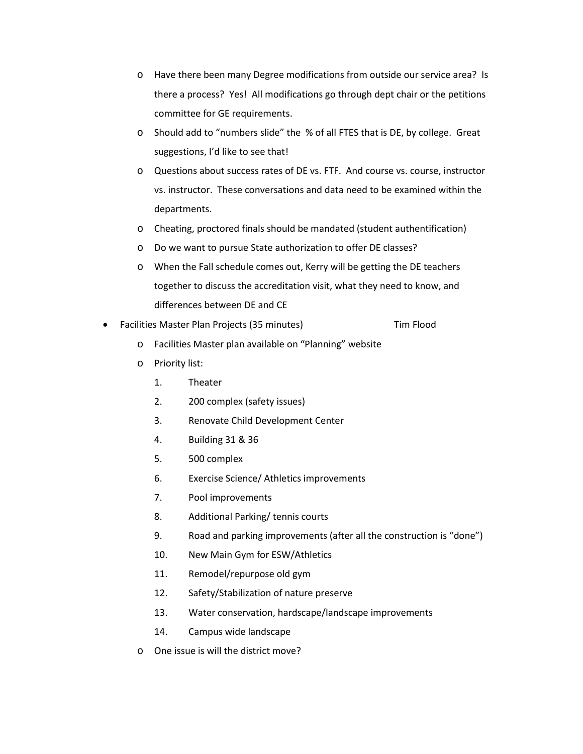- Have there been many Degree modifications from outside our service area? Is there a process? Yes! All modifications go through dept chair or the petitions committee for GE requirements.
  - Should add to "numbers slide" the % of all FTES that is DE, by college. Great suggestions, I'd like to see that!
  - Questions about success rates of DE vs. FTF. And course vs. course, instructor vs. instructor. These conversations and data need to be examined within the departments.
  - Cheating, proctored finals should be mandated (student authentification)
  - Do we want to pursue State authorization to offer DE classes?
  - When the Fall schedule comes out, Kerry will be getting the DE teachers together to discuss the accreditation visit, what they need to know, and differences between DE and CE

- Facilities Master Plan Projects (35 minutes) Tim Flood
  - Facilities Master plan available on "Planning" website
  - Priority list:
    1. Theater
    2. 200 complex (safety issues)
    3. Renovate Child Development Center
    4. Building 31 & 36
    5. 500 complex
    6. Exercise Science/ Athletics improvements
    7. Pool improvements
    8. Additional Parking/ tennis courts
    9. Road and parking improvements (after all the construction is "done")
    10. New Main Gym for ESW/Athletics
    11. Remodel/repurpose old gym
    12. Safety/Stabilization of nature preserve
    13. Water conservation, hardscape/landscape improvements
    14. Campus wide landscape
  - One issue is will the district move?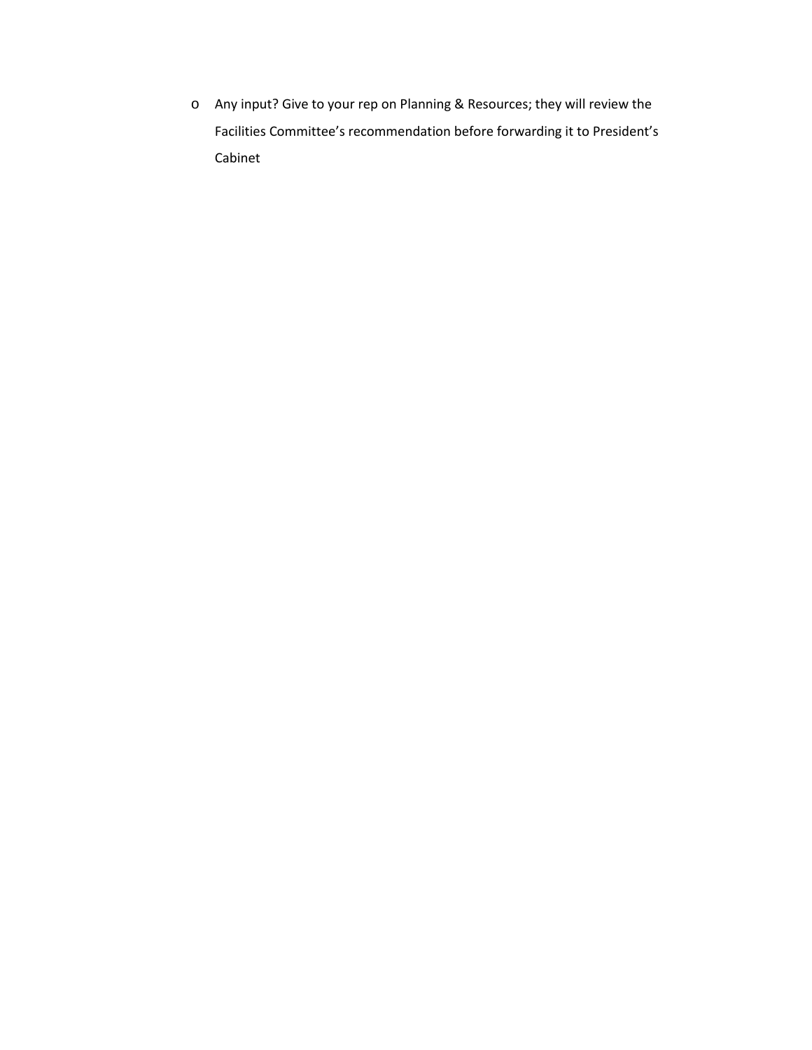- Any input? Give to your rep on Planning & Resources; they will review the Facilities Committee's recommendation before forwarding it to President's Cabinet